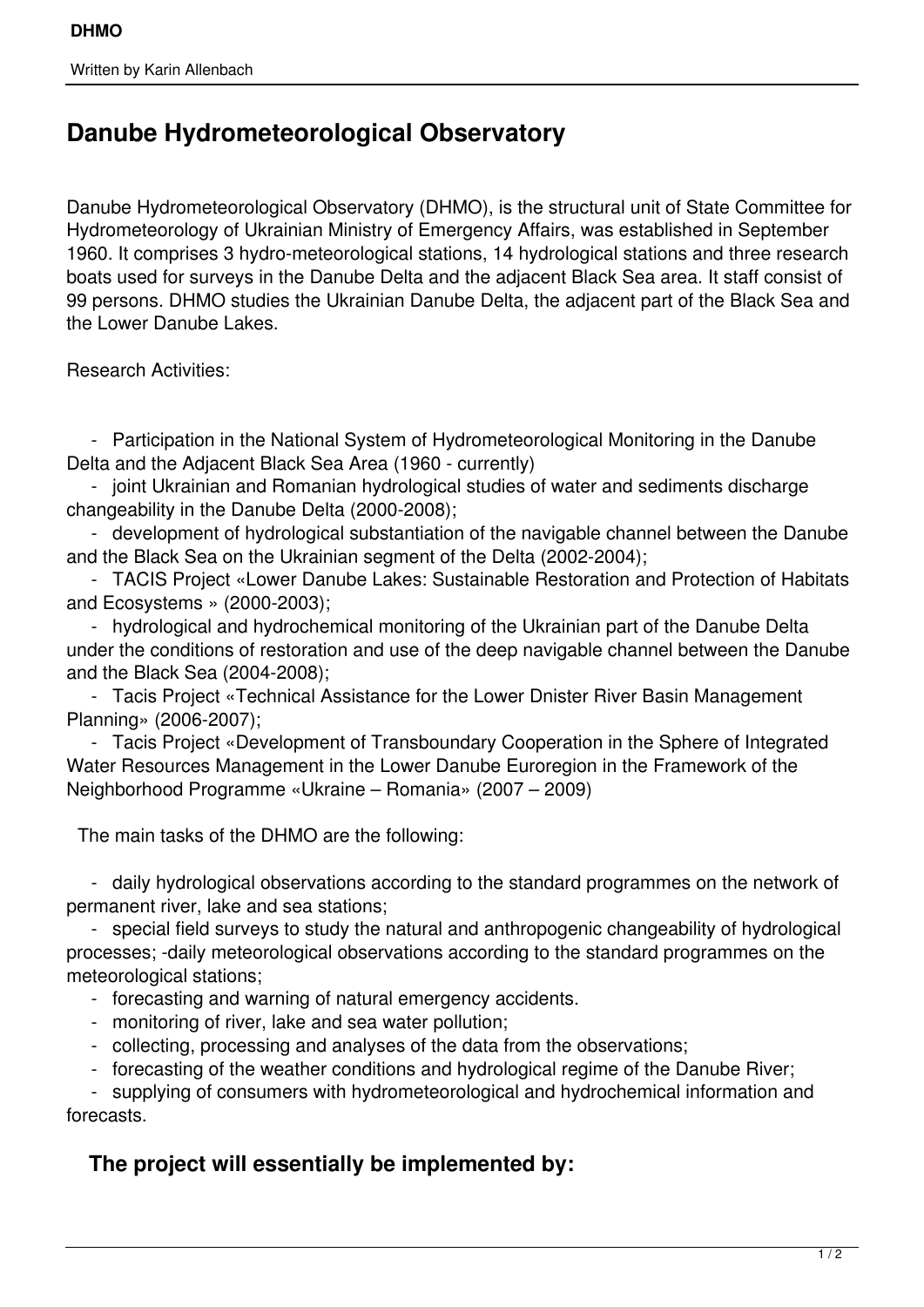# Danube Hydrometeorological Observatory

Danube Hydrometeorological Observatory (DHMO), is the structural unit of State Committee for Hydrometeorology of Ukrainian Ministry of Emergency Affairs, was established in September 1960. It comprises 3 hydro-meteorological stations, 14 hydrological stations and three research boats used for surveys in the Danube Delta and the adjacent Black Sea area. It staff consist of 99 persons. DHMO studies the Ukrainian Danube Delta, the adjacent part of the Black Sea and the Lower Danube Lakes.

Research Activities:

- Participation in the National System of Hydrometeorological Monitoring in the Danube Delta and the Adjacent Black Sea Area (1960 - currently)
- joint Ukrainian and Romanian hydrological studies of water and sediments discharge changeability in the Danube Delta (2000-2008);
- development of hydrological substantiation of the navigable channel between the Danube and the Black Sea on the Ukrainian segment of the Delta (2002-2004);
- TACIS Project «Lower Danube Lakes: Sustainable Restoration and Protection of Habitats and Ecosystems » (2000-2003);
- hydrological and hydrochemical monitoring of the Ukrainian part of the Danube Delta under the conditions of restoration and use of the deep navigable channel between the Danube and the Black Sea (2004-2008);
- Tacis Project «Technical Assistance for the Lower Dnister River Basin Management Planning» (2006-2007);
- Tacis Project «Development of Transboundary Cooperation in the Sphere of Integrated Water Resources Management in the Lower Danube Euroregion in the Framework of the Neighborhood Programme «Ukraine – Romania» (2007 – 2009)

The main tasks of the DHMO are the following:

- daily hydrological observations according to the standard programmes on the network of permanent river, lake and sea stations;
- special field surveys to study the natural and anthropogenic changeability of hydrological processes; -daily meteorological observations according to the standard programmes on the meteorological stations;
- forecasting and warning of natural emergency accidents.
- monitoring of river, lake and sea water pollution;
- collecting, processing and analyses of the data from the observations;
- forecasting of the weather conditions and hydrological regime of the Danube River;
- supplying of consumers with hydrometeorological and hydrochemical information and forecasts.

## The project will essentially be implemented by: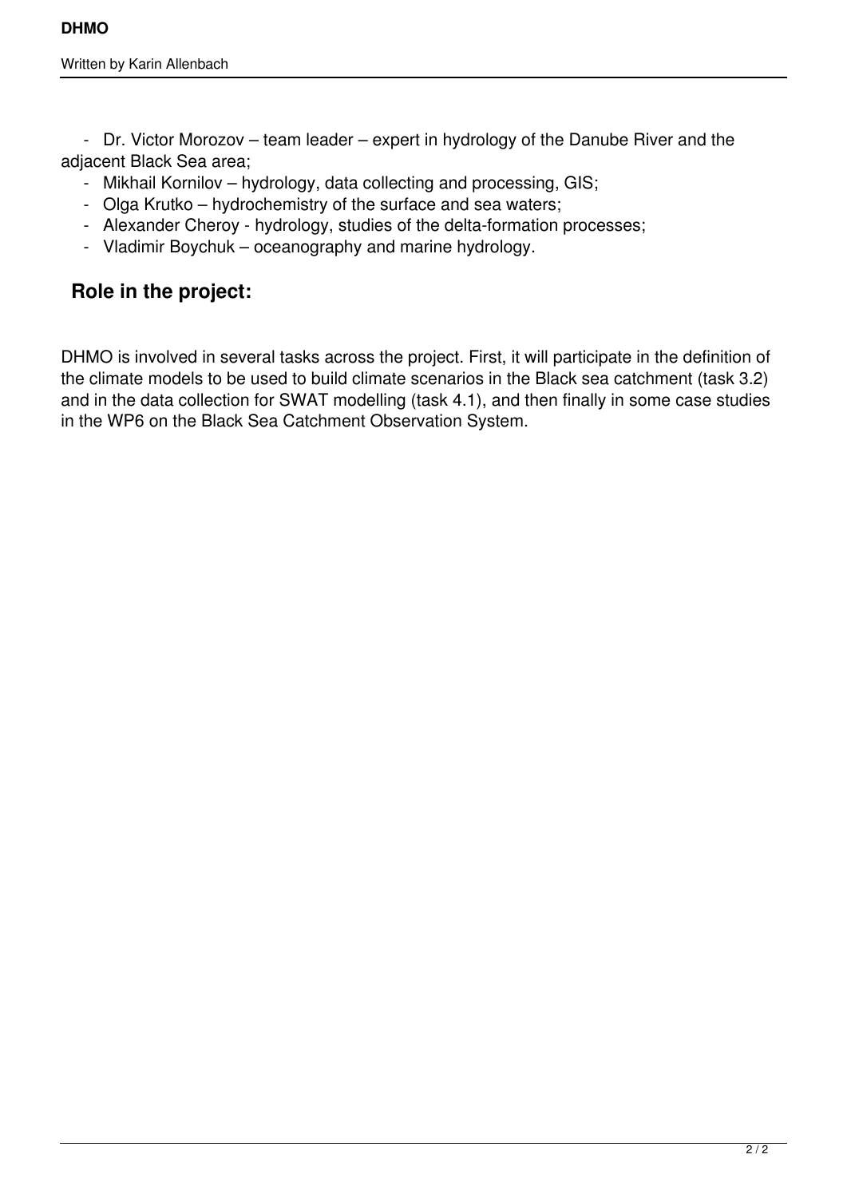- Dr. Victor Morozov – team leader – expert in hydrology of the Danube River and the adjacent Black Sea area;
- Mikhail Kornilov – hydrology, data collecting and processing, GIS;
- Olga Krutko – hydrochemistry of the surface and sea waters;
- Alexander Cheroy - hydrology, studies of the delta-formation processes;
- Vladimir Boychuk – oceanography and marine hydrology.

## Role in the project:

DHMO is involved in several tasks across the project. First, it will participate in the definition of the climate models to be used to build climate scenarios in the Black sea catchment (task 3.2) and in the data collection for SWAT modelling (task 4.1), and then finally in some case studies in the WP6 on the Black Sea Catchment Observation System.